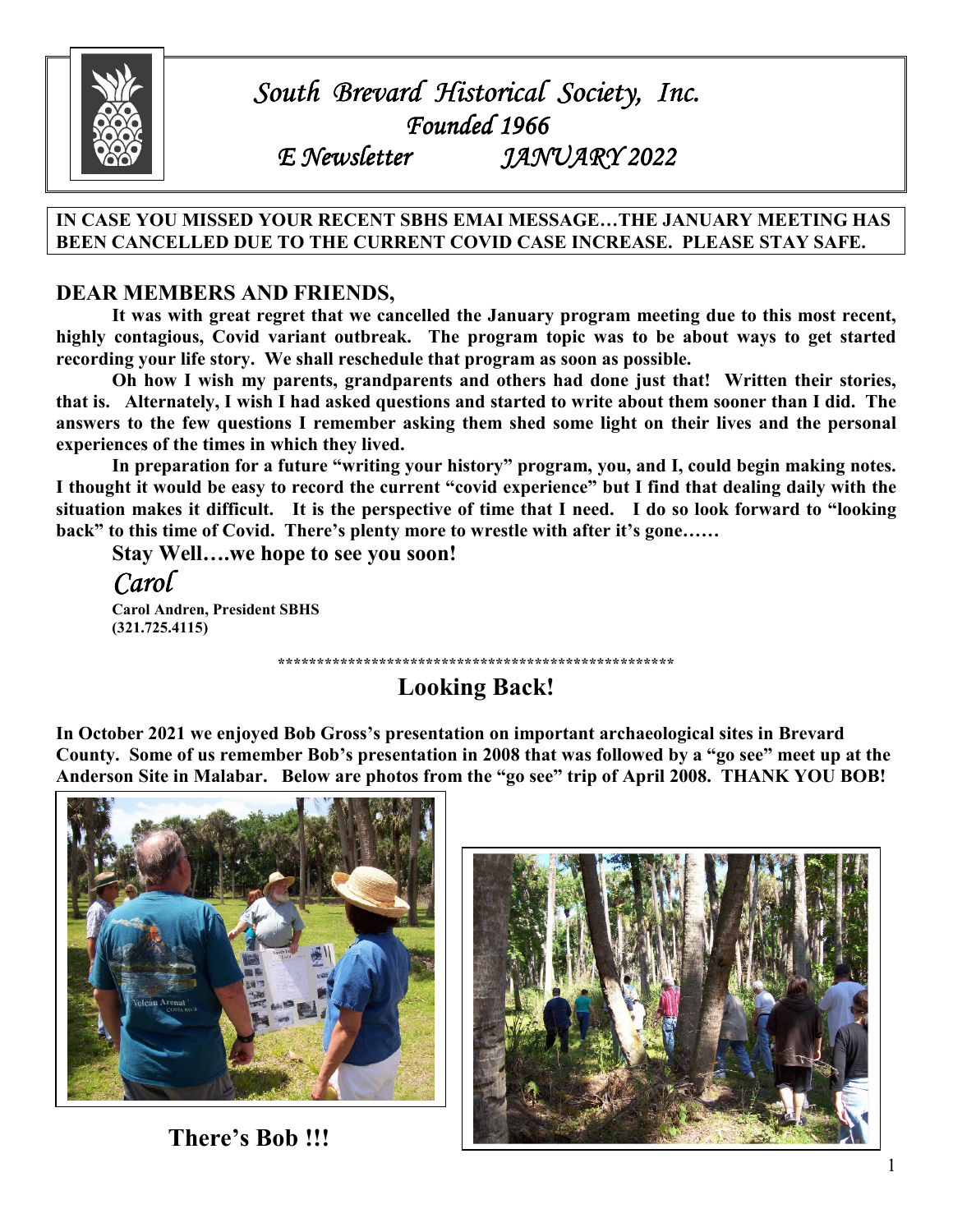# South Brevard Historical Society, Inc.

## Founded 1966

## E Newsletter JANUARY 2022

**IN CASE YOU MISSED YOUR RECENT SBHS EMAI MESSAGE…THE JANUARY MEETING HAS BEEN CANCELLED DUE TO THE CURRENT COVID CASE INCREASE. PLEASE STAY SAFE.**

## DEAR MEMBERS AND FRIENDS,

**It was with great regret that we cancelled the January program meeting due to this most recent, highly contagious, Covid variant outbreak. The program topic was to be about ways to get started recording your life story. We shall reschedule that program as soon as possible.**

**Oh how I wish my parents, grandparents and others had done just that! Written their stories, that is. Alternately, I wish I had asked questions and started to write about them sooner than I did. The answers to the few questions I remember asking them shed some light on their lives and the personal experiences of the times in which they lived.**

**In preparation for a future "writing your history" program, you, and I, could begin making notes. I thought it would be easy to record the current "covid experience" but I find that dealing daily with the situation makes it difficult. It is the perspective of time that I need. I do so look forward to "looking back" to this time of Covid. There's plenty more to wrestle with after it's gone……**

**Stay Well….we hope to see you soon!**

*Carol*

**Carol Andren, President SBHS**
**(321.725.4115)**

****************************************************

## Looking Back!

**In October 2021 we enjoyed Bob Gross's presentation on important archaeological sites in Brevard County. Some of us remember Bob's presentation in 2008 that was followed by a "go see" meet up at the Anderson Site in Malabar. Below are photos from the "go see" trip of April 2008. THANK YOU BOB!**

**There's Bob !!!**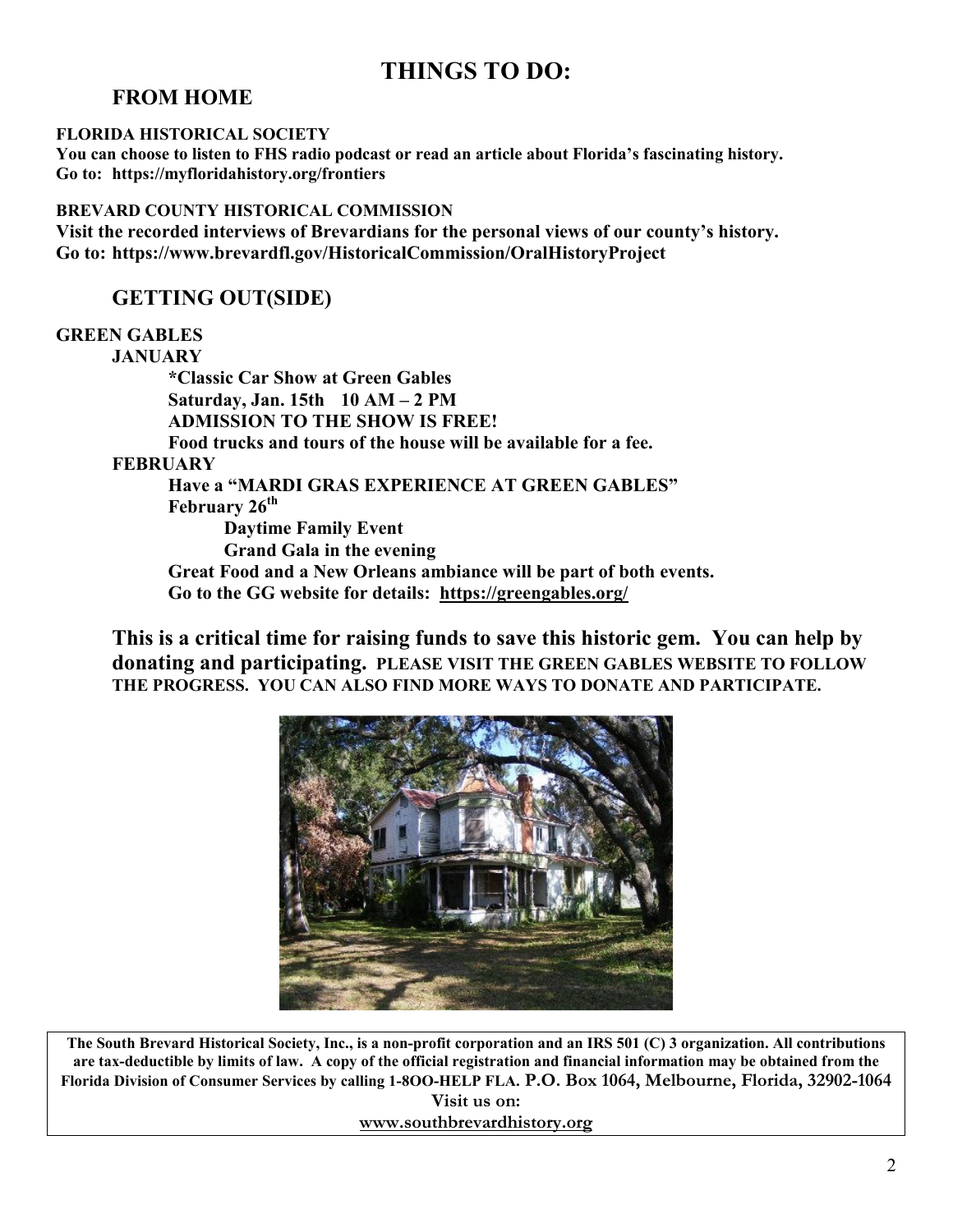# THINGS TO DO:

## FROM HOME

**FLORIDA HISTORICAL SOCIETY**
**You can choose to listen to FHS radio podcast or read an article about Florida's fascinating history.**
**Go to: https://myfloridahistory.org/frontiers**

**BREVARD COUNTY HISTORICAL COMMISSION**
**Visit the recorded interviews of Brevardians for the personal views of our county's history.**
**Go to: https://www.brevardfl.gov/HistoricalCommission/OralHistoryProject**

## GETTING OUT(SIDE)

**GREEN GABLES**

**JANUARY**

**\*Classic Car Show at Green Gables**
**Saturday, Jan. 15th 10 AM – 2 PM**
**ADMISSION TO THE SHOW IS FREE!**
**Food trucks and tours of the house will be available for a fee.**

**FEBRUARY**

**Have a "MARDI GRAS EXPERIENCE AT GREEN GABLES"**
**February 26th**

- **Daytime Family Event**
- **Grand Gala in the evening**

**Great Food and a New Orleans ambiance will be part of both events.**
**Go to the GG website for details: https://greengables.org/**

**This is a critical time for raising funds to save this historic gem. You can help by donating and participating. PLEASE VISIT THE GREEN GABLES WEBSITE TO FOLLOW THE PROGRESS. YOU CAN ALSO FIND MORE WAYS TO DONATE AND PARTICIPATE.**

**The South Brevard Historical Society, Inc., is a non-profit corporation and an IRS 501 (C) 3 organization. All contributions are tax-deductible by limits of law. A copy of the official registration and financial information may be obtained from the Florida Division of Consumer Services by calling 1-8OO-HELP FLA. P.O. Box 1064, Melbourne, Florida, 32902-1064**
**Visit us on:**
**www.southbrevardhistory.org**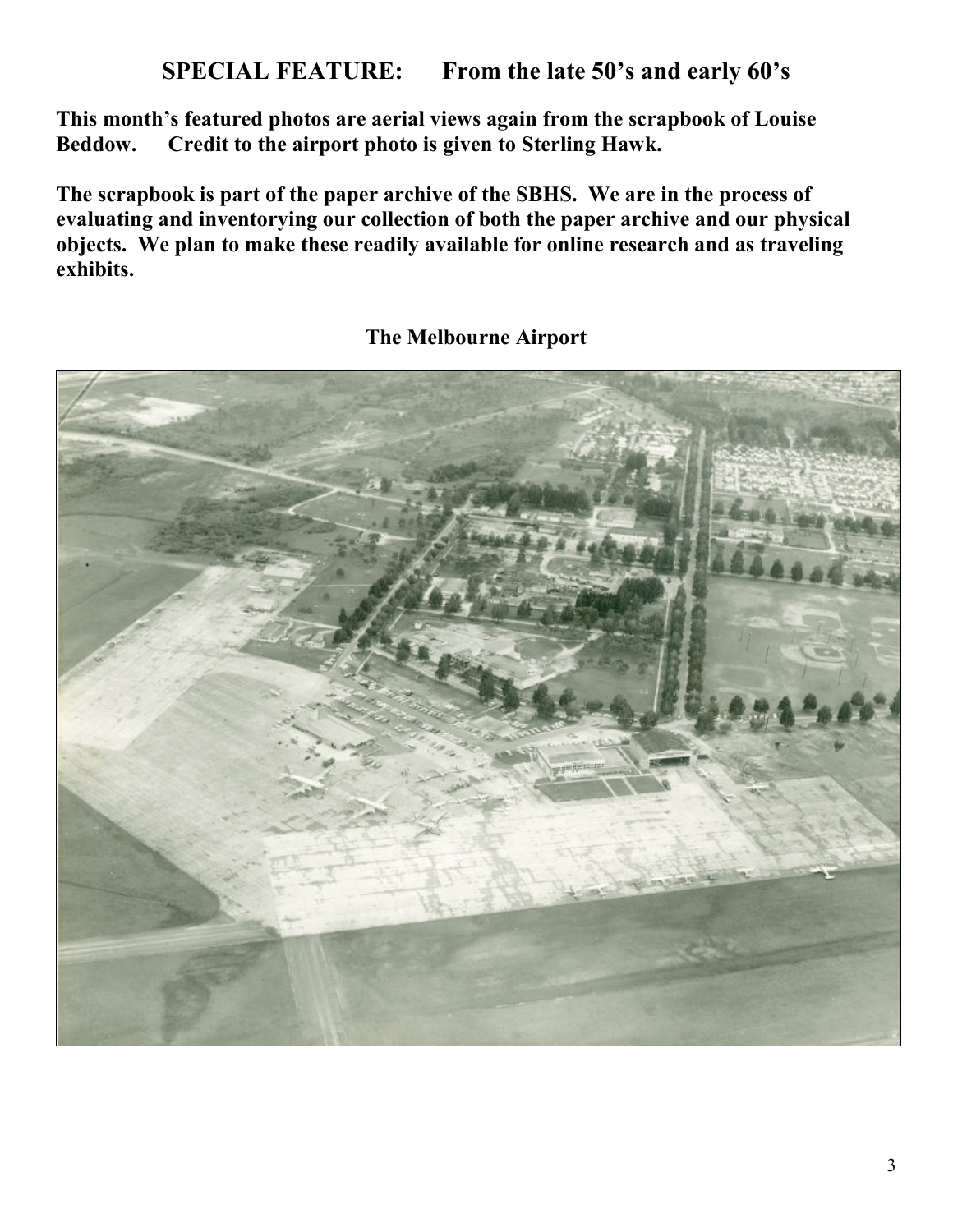## SPECIAL FEATURE: From the late 50's and early 60's

**This month's featured photos are aerial views again from the scrapbook of Louise Beddow. Credit to the airport photo is given to Sterling Hawk.**

**The scrapbook is part of the paper archive of the SBHS. We are in the process of evaluating and inventorying our collection of both the paper archive and our physical objects. We plan to make these readily available for online research and as traveling exhibits.**

**The Melbourne Airport**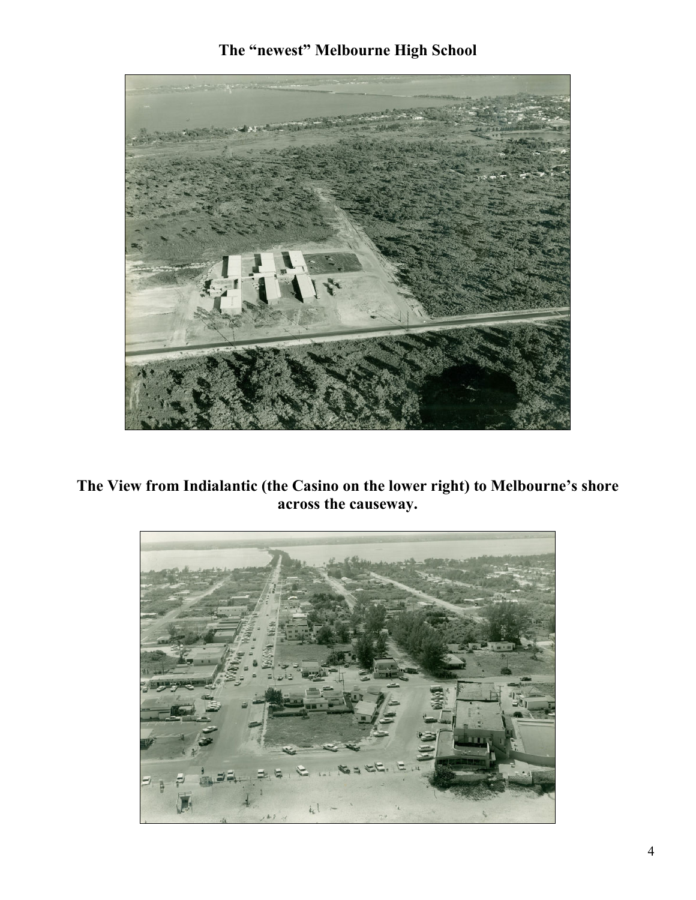**The "newest" Melbourne High School**

**The View from Indialantic (the Casino on the lower right) to Melbourne's shore across the causeway.**